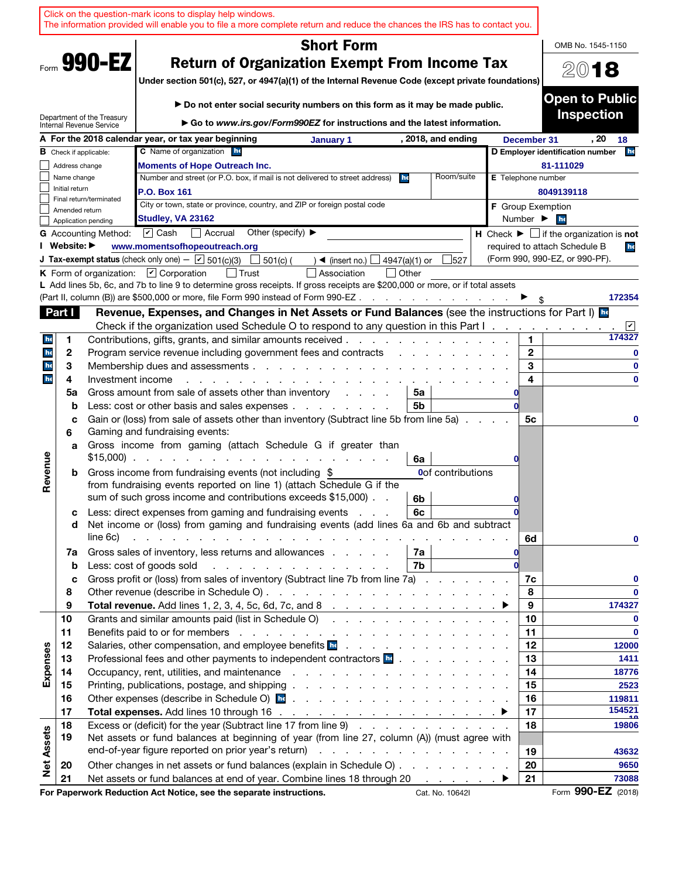Click on the question-mark icons to display help windows.
The information provided will enable you to file a more complete return and reduce the chances the IRS has to contact you.

Form **990-EZ**

Department of the Treasury
Internal Revenue Service

# Short Form
# Return of Organization Exempt From Income Tax

**Under section 501(c), 527, or 4947(a)(1) of the Internal Revenue Code (except private foundations)**

▶ **Do not enter social security numbers on this form as it may be made public.**

▶ **Go to *www.irs.gov/Form990EZ* for instructions and the latest information.**

OMB No. 1545-1150

**2018**

**Open to Public Inspection**

**A** For the 2018 calendar year, or tax year beginning January 1, 2018, and ending December 31, 20 18

**B** Check if applicable:
- ☐ Address change
- ☐ Name change
- ☐ Initial return
- ☐ Final return/terminated
- ☐ Amended return
- ☐ Application pending

**C** Name of organization: Moments of Hope Outreach Inc.

Number and street (or P.O. box, if mail is not delivered to street address): P.O. Box 161 — Room/suite:

City or town, state or province, country, and ZIP or foreign postal code: Studley, VA 23162

**D** Employer identification number: 81-111029

**E** Telephone number: 8049139118

**F** Group Exemption Number ▶

**G** Accounting Method: ☑ Cash ☐ Accrual Other (specify) ▶

**H** Check ▶ ☐ if the organization is **not** required to attach Schedule B (Form 990, 990-EZ, or 990-PF).

**I** Website: ▶ www.momentsofhopeoutreach.org

**J** Tax-exempt status (check only one) — ☑ 501(c)(3) ☐ 501(c) ( ) ◀ (insert no.) ☐ 4947(a)(1) or ☐ 527

**K** Form of organization: ☑ Corporation ☐ Trust ☐ Association ☐ Other

**L** Add lines 5b, 6c, and 7b to line 9 to determine gross receipts. If gross receipts are $200,000 or more, or if total assets (Part II, column (B)) are $500,000 or more, file Form 990 instead of Form 990-EZ ▶ $ 172354

## Part I Revenue, Expenses, and Changes in Net Assets or Fund Balances (see the instructions for Part I)

Check if the organization used Schedule O to respond to any question in this Part I ☑

| | Line | Description | Sub-line | Sub-amount | Line | Amount |
|---|---|---|---|---|---|---|
| Revenue | 1 | Contributions, gifts, grants, and similar amounts received | | | 1 | 174327 |
| | 2 | Program service revenue including government fees and contracts | | | 2 | 0 |
| | 3 | Membership dues and assessments | | | 3 | 0 |
| | 4 | Investment income | | | 4 | 0 |
| | 5a | Gross amount from sale of assets other than inventory | 5a | 0 | | |
| | b | Less: cost or other basis and sales expenses | 5b | 0 | | |
| | c | Gain or (loss) from sale of assets other than inventory (Subtract line 5b from line 5a) | | | 5c | 0 |
| | 6 | Gaming and fundraising events: | | | | |
| | a | Gross income from gaming (attach Schedule G if greater than $15,000) | 6a | 0 | | |
| | b | Gross income from fundraising events (not including $ 0 of contributions from fundraising events reported on line 1) (attach Schedule G if the sum of such gross income and contributions exceeds $15,000) | 6b | 0 | | |
| | c | Less: direct expenses from gaming and fundraising events | 6c | 0 | | |
| | d | Net income or (loss) from gaming and fundraising events (add lines 6a and 6b and subtract line 6c) | | | 6d | 0 |
| | 7a | Gross sales of inventory, less returns and allowances | 7a | 0 | | |
| | b | Less: cost of goods sold | 7b | 0 | | |
| | c | Gross profit or (loss) from sales of inventory (Subtract line 7b from line 7a) | | | 7c | 0 |
| | 8 | Other revenue (describe in Schedule O) | | | 8 | 0 |
| | 9 | **Total revenue.** Add lines 1, 2, 3, 4, 5c, 6d, 7c, and 8 ▶ | | | 9 | 174327 |
| Expenses | 10 | Grants and similar amounts paid (list in Schedule O) | | | 10 | 0 |
| | 11 | Benefits paid to or for members | | | 11 | 0 |
| | 12 | Salaries, other compensation, and employee benefits | | | 12 | 12000 |
| | 13 | Professional fees and other payments to independent contractors | | | 13 | 1411 |
| | 14 | Occupancy, rent, utilities, and maintenance | | | 14 | 18776 |
| | 15 | Printing, publications, postage, and shipping | | | 15 | 2523 |
| | 16 | Other expenses (describe in Schedule O) | | | 16 | 119811 |
| | 17 | **Total expenses.** Add lines 10 through 16 ▶ | | | 17 | 154521 |
| Net Assets | 18 | Excess or (deficit) for the year (Subtract line 17 from line 9) | | | 18 | 19806 |
| | 19 | Net assets or fund balances at beginning of year (from line 27, column (A)) (must agree with end-of-year figure reported on prior year's return) | | | 19 | 43632 |
| | 20 | Other changes in net assets or fund balances (explain in Schedule O) | | | 20 | 9650 |
| | 21 | Net assets or fund balances at end of year. Combine lines 18 through 20 ▶ | | | 21 | 73088 |

**For Paperwork Reduction Act Notice, see the separate instructions.** Cat. No. 10642I Form **990-EZ** (2018)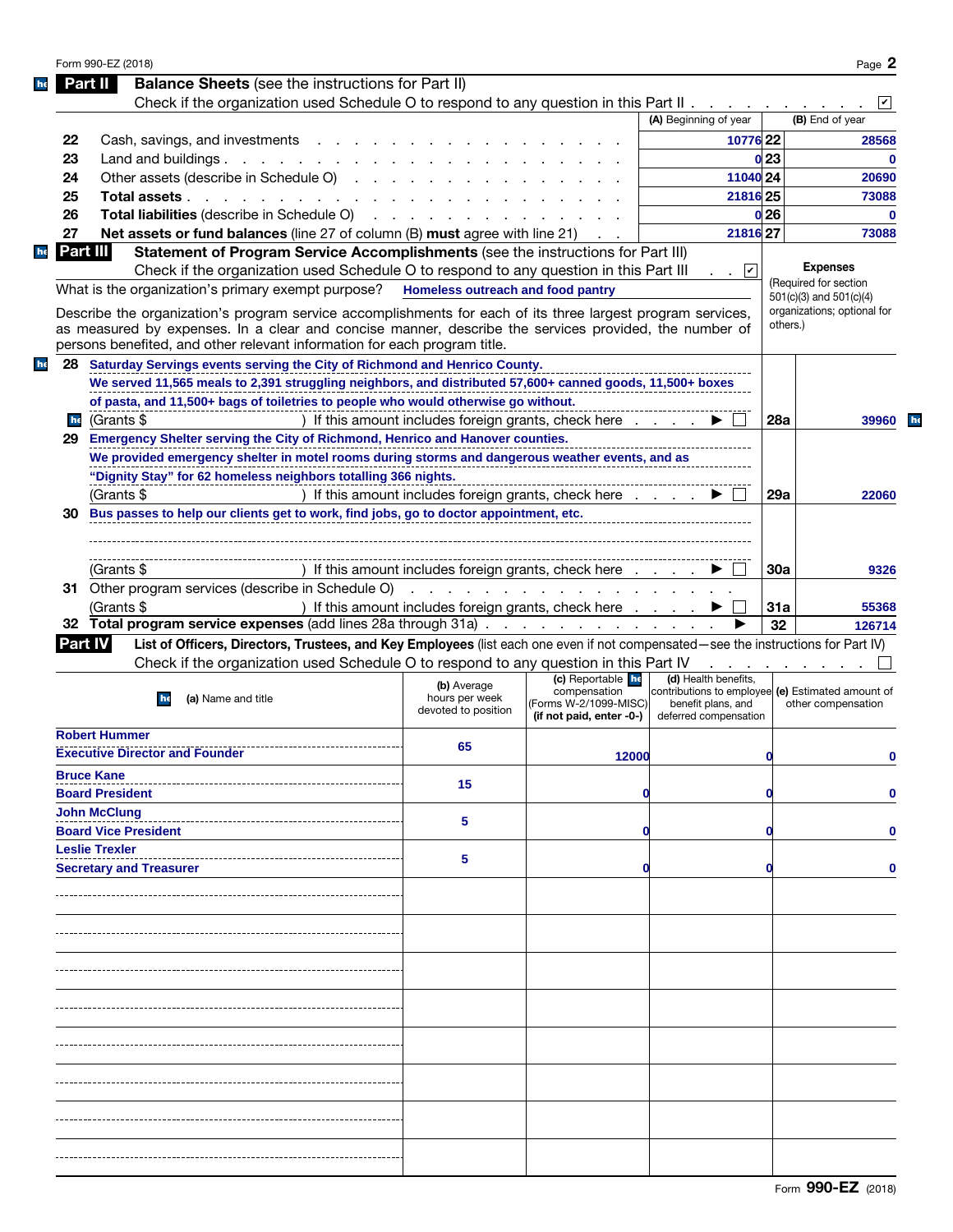Form 990-EZ (2018) Page 2

## Part II Balance Sheets (see the instructions for Part II)

Check if the organization used Schedule O to respond to any question in this Part II . . . . . . . . . . ☑

| | | (A) Beginning of year | | (B) End of year |
|---|---|---|---|---|
| 22 | Cash, savings, and investments | 10776 | 22 | 28568 |
| 23 | Land and buildings | 0 | 23 | 0 |
| 24 | Other assets (describe in Schedule O) | 11040 | 24 | 20690 |
| 25 | **Total assets** | 21816 | 25 | 73088 |
| 26 | **Total liabilities** (describe in Schedule O) | 0 | 26 | 0 |
| 27 | **Net assets or fund balances** (line 27 of column (B) **must** agree with line 21) | 21816 | 27 | 73088 |

## Part III Statement of Program Service Accomplishments (see the instructions for Part III)

Check if the organization used Schedule O to respond to any question in this Part III . . ☑

What is the organization's primary exempt purpose? **Homeless outreach and food pantry**

Describe the organization's program service accomplishments for each of its three largest program services, as measured by expenses. In a clear and concise manner, describe the services provided, the number of persons benefited, and other relevant information for each program title.

**Expenses** (Required for section 501(c)(3) and 501(c)(4) organizations; optional for others.)

| | Description | | Expenses |
|---|---|---|---|
| 28 | Saturday Servings events serving the City of Richmond and Henrico County. We served 11,565 meals to 2,391 struggling neighbors, and distributed 57,600+ canned goods, 11,500+ boxes of pasta, and 11,500+ bags of toiletries to people who would otherwise go without. (Grants $ ) If this amount includes foreign grants, check here ▶ ☐ | 28a | 39960 |
| 29 | Emergency Shelter serving the City of Richmond, Henrico and Hanover counties. We provided emergency shelter in motel rooms during storms and dangerous weather events, and as "Dignity Stay" for 62 homeless neighbors totalling 366 nights. (Grants $ ) If this amount includes foreign grants, check here ▶ ☐ | 29a | 22060 |
| 30 | Bus passes to help our clients get to work, find jobs, go to doctor appointment, etc. (Grants $ ) If this amount includes foreign grants, check here ▶ ☐ | 30a | 9326 |
| 31 | Other program services (describe in Schedule O) (Grants $ ) If this amount includes foreign grants, check here ▶ ☐ | 31a | 55368 |
| 32 | **Total program service expenses** (add lines 28a through 31a) ▶ | 32 | 126714 |

## Part IV List of Officers, Directors, Trustees, and Key Employees (list each one even if not compensated—see the instructions for Part IV)

Check if the organization used Schedule O to respond to any question in this Part IV . . . . . . . . ☐

| (a) Name and title | (b) Average hours per week devoted to position | (c) Reportable compensation (Forms W-2/1099-MISC) (if not paid, enter -0-) | (d) Health benefits, contributions to employee benefit plans, and deferred compensation | (e) Estimated amount of other compensation |
|---|---|---|---|---|
| Robert Hummer<br>Executive Director and Founder | 65 | 12000 | 0 | 0 |
| Bruce Kane<br>Board President | 15 | 0 | 0 | 0 |
| John McClung<br>Board Vice President | 5 | 0 | 0 | 0 |
| Leslie Trexler<br>Secretary and Treasurer | 5 | 0 | 0 | 0 |

Form **990-EZ** (2018)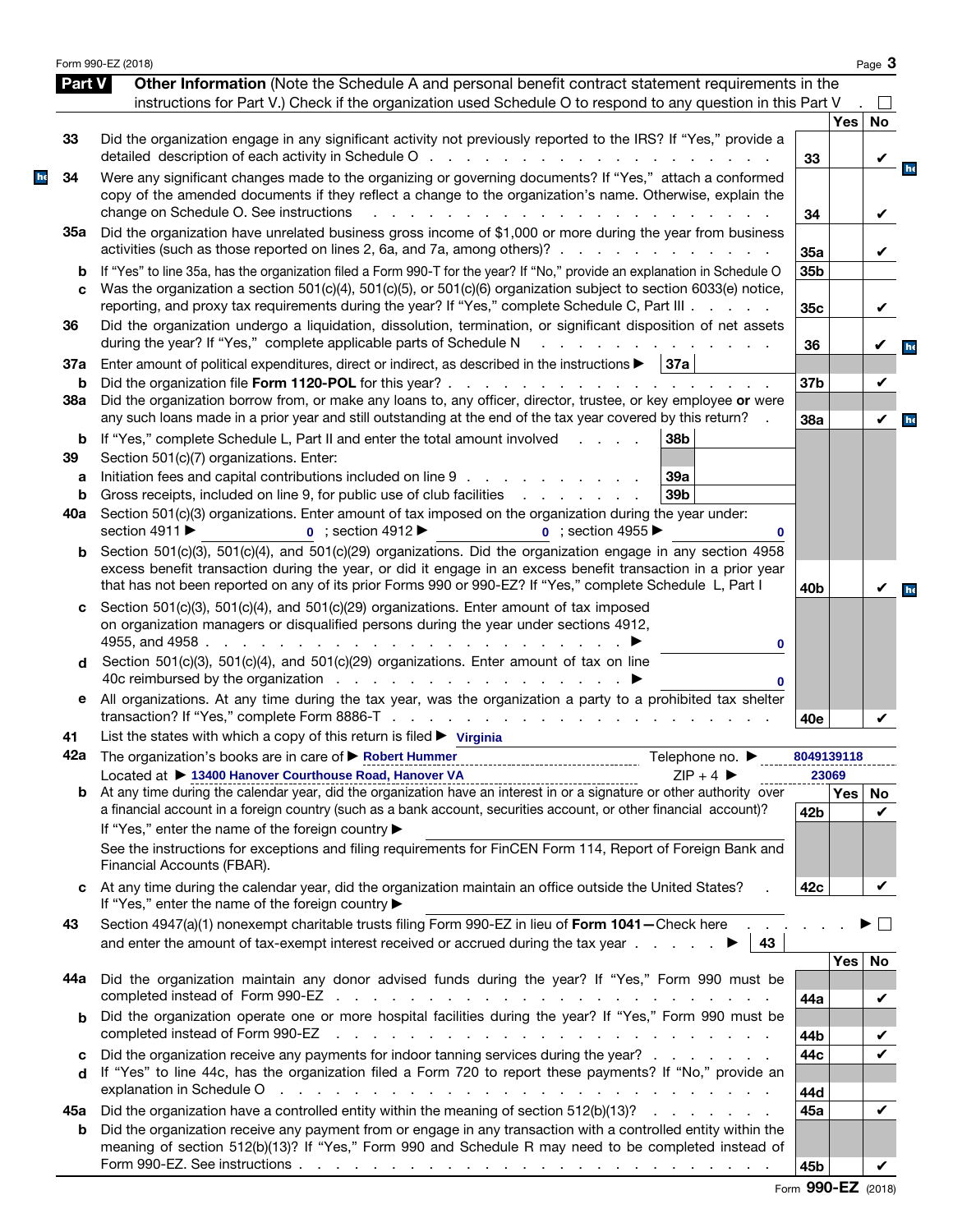Form 990-EZ (2018)

## Part V Other Information

**Other Information** (Note the Schedule A and personal benefit contract statement requirements in the instructions for Part V.) Check if the organization used Schedule O to respond to any question in this Part V . ☐

| | | | Yes | No |
|---|---|---|---|---|
| 33 | Did the organization engage in any significant activity not previously reported to the IRS? If "Yes," provide a detailed description of each activity in Schedule O | 33 | | ✔ |
| 34 | Were any significant changes made to the organizing or governing documents? If "Yes," attach a conformed copy of the amended documents if they reflect a change to the organization's name. Otherwise, explain the change on Schedule O. See instructions | 34 | | ✔ |
| 35a | Did the organization have unrelated business gross income of $1,000 or more during the year from business activities (such as those reported on lines 2, 6a, and 7a, among others)? | 35a | | ✔ |
| b | If "Yes" to line 35a, has the organization filed a Form 990-T for the year? If "No," provide an explanation in Schedule O | 35b | | |
| c | Was the organization a section 501(c)(4), 501(c)(5), or 501(c)(6) organization subject to section 6033(e) notice, reporting, and proxy tax requirements during the year? If "Yes," complete Schedule C, Part III | 35c | | ✔ |
| 36 | Did the organization undergo a liquidation, dissolution, termination, or significant disposition of net assets during the year? If "Yes," complete applicable parts of Schedule N | 36 | | ✔ |
| 37a | Enter amount of political expenditures, direct or indirect, as described in the instructions ▶ 37a | | | |
| b | Did the organization file **Form 1120-POL** for this year? | 37b | | ✔ |
| 38a | Did the organization borrow from, or make any loans to, any officer, director, trustee, or key employee **or** were any such loans made in a prior year and still outstanding at the end of the tax year covered by this return? | 38a | | ✔ |
| b | If "Yes," complete Schedule L, Part II and enter the total amount involved ... 38b | | | |
| 39 | Section 501(c)(7) organizations. Enter: | | | |
| a | Initiation fees and capital contributions included on line 9 ... 39a | | | |
| b | Gross receipts, included on line 9, for public use of club facilities ... 39b | | | |
| 40a | Section 501(c)(3) organizations. Enter amount of tax imposed on the organization during the year under: section 4911 ▶ 0 ; section 4912 ▶ 0 ; section 4955 ▶ 0 | | | |
| b | Section 501(c)(3), 501(c)(4), and 501(c)(29) organizations. Did the organization engage in any section 4958 excess benefit transaction during the year, or did it engage in an excess benefit transaction in a prior year that has not been reported on any of its prior Forms 990 or 990-EZ? If "Yes," complete Schedule L, Part I | 40b | | ✔ |
| c | Section 501(c)(3), 501(c)(4), and 501(c)(29) organizations. Enter amount of tax imposed on organization managers or disqualified persons during the year under sections 4912, 4955, and 4958 ▶ 0 | | | |
| d | Section 501(c)(3), 501(c)(4), and 501(c)(29) organizations. Enter amount of tax on line 40c reimbursed by the organization ▶ 0 | | | |
| e | All organizations. At any time during the tax year, was the organization a party to a prohibited tax shelter transaction? If "Yes," complete Form 8886-T | 40e | | ✔ |

41 List the states with which a copy of this return is filed ▶ Virginia

42a The organization's books are in care of ▶ Robert Hummer — Telephone no. ▶ 8049139118

Located at ▶ 13400 Hanover Courthouse Road, Hanover VA — ZIP + 4 ▶ 23069

| | | | Yes | No |
|---|---|---|---|---|
| b | At any time during the calendar year, did the organization have an interest in or a signature or other authority over a financial account in a foreign country (such as a bank account, securities account, or other financial account)? If "Yes," enter the name of the foreign country ▶ See the instructions for exceptions and filing requirements for FinCEN Form 114, Report of Foreign Bank and Financial Accounts (FBAR). | 42b | | ✔ |
| c | At any time during the calendar year, did the organization maintain an office outside the United States? If "Yes," enter the name of the foreign country ▶ | 42c | | ✔ |

43 Section 4947(a)(1) nonexempt charitable trusts filing Form 990-EZ in lieu of **Form 1041**—Check here ▶ ☐ and enter the amount of tax-exempt interest received or accrued during the tax year ▶ 43

| | | | Yes | No |
|---|---|---|---|---|
| 44a | Did the organization maintain any donor advised funds during the year? If "Yes," Form 990 must be completed instead of Form 990-EZ | 44a | | ✔ |
| b | Did the organization operate one or more hospital facilities during the year? If "Yes," Form 990 must be completed instead of Form 990-EZ | 44b | | ✔ |
| c | Did the organization receive any payments for indoor tanning services during the year? | 44c | | ✔ |
| d | If "Yes" to line 44c, has the organization filed a Form 720 to report these payments? If "No," provide an explanation in Schedule O | 44d | | |
| 45a | Did the organization have a controlled entity within the meaning of section 512(b)(13)? | 45a | | ✔ |
| b | Did the organization receive any payment from or engage in any transaction with a controlled entity within the meaning of section 512(b)(13)? If "Yes," Form 990 and Schedule R may need to be completed instead of Form 990-EZ. See instructions | 45b | | ✔ |

Form **990-EZ** (2018)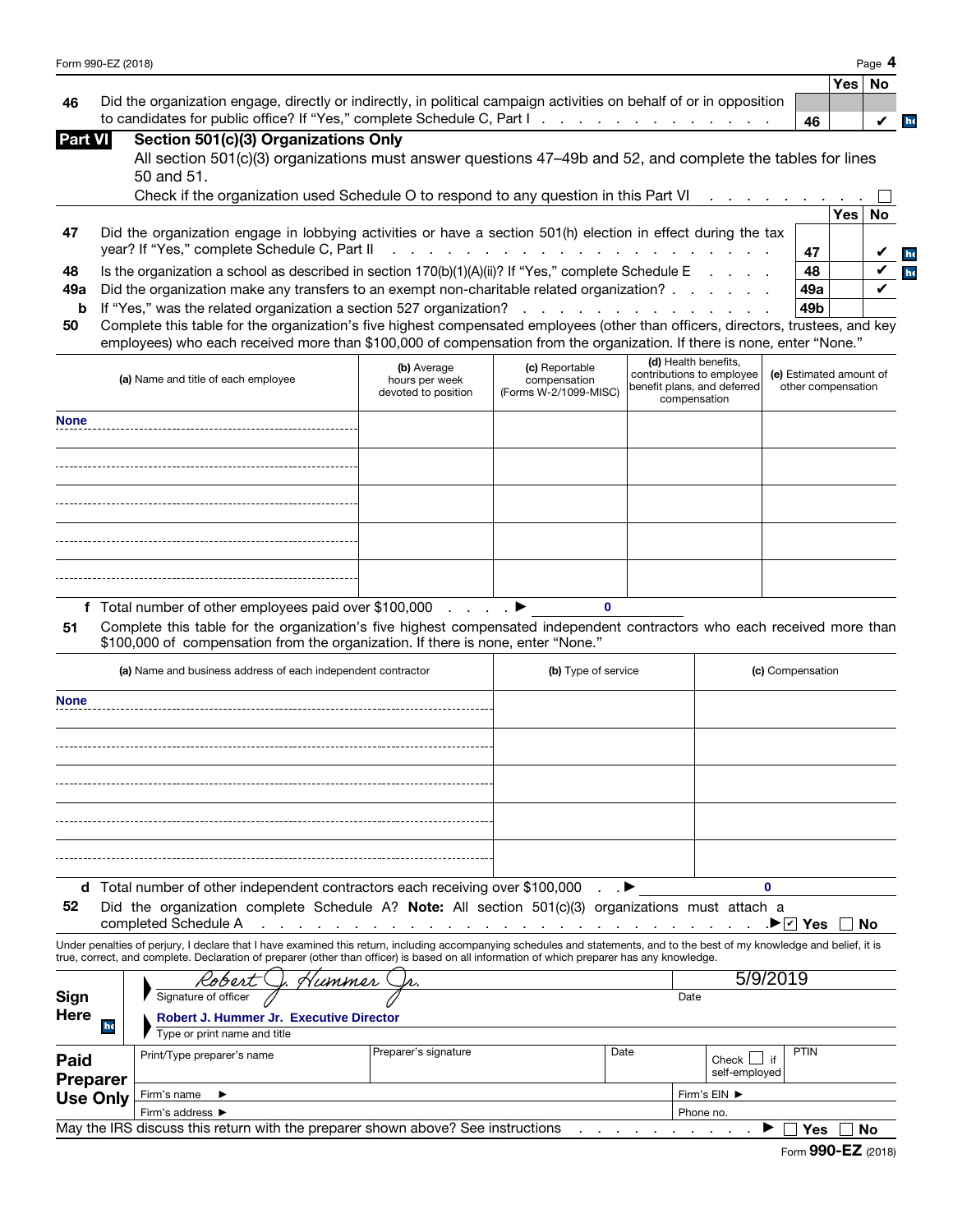Form 990-EZ (2018)

| | | | Yes | No |
|---|---|---|---|---|
| 46 | Did the organization engage, directly or indirectly, in political campaign activities on behalf of or in opposition to candidates for public office? If "Yes," complete Schedule C, Part I | 46 | | ✔ |

## Part VI Section 501(c)(3) Organizations Only

All section 501(c)(3) organizations must answer questions 47–49b and 52, and complete the tables for lines 50 and 51.

Check if the organization used Schedule O to respond to any question in this Part VI ☐

| | | | Yes | No |
|---|---|---|---|---|
| 47 | Did the organization engage in lobbying activities or have a section 501(h) election in effect during the tax year? If "Yes," complete Schedule C, Part II | 47 | | ✔ |
| 48 | Is the organization a school as described in section 170(b)(1)(A)(ii)? If "Yes," complete Schedule E | 48 | | ✔ |
| 49a | Did the organization make any transfers to an exempt non-charitable related organization? | 49a | | ✔ |
| b | If "Yes," was the related organization a section 527 organization? | 49b | | |

**50** Complete this table for the organization's five highest compensated employees (other than officers, directors, trustees, and key employees) who each received more than $100,000 of compensation from the organization. If there is none, enter "None."

| (a) Name and title of each employee | (b) Average hours per week devoted to position | (c) Reportable compensation (Forms W-2/1099-MISC) | (d) Health benefits, contributions to employee benefit plans, and deferred compensation | (e) Estimated amount of other compensation |
|---|---|---|---|---|
| None | | | | |
| | | | | |
| | | | | |
| | | | | |
| | | | | |

**f** Total number of other employees paid over $100,000 ▶ 0

**51** Complete this table for the organization's five highest compensated independent contractors who each received more than $100,000 of compensation from the organization. If there is none, enter "None."

| (a) Name and business address of each independent contractor | (b) Type of service | (c) Compensation |
|---|---|---|
| None | | |
| | | |
| | | |
| | | |
| | | |

**d** Total number of other independent contractors each receiving over $100,000 ▶ 0

**52** Did the organization complete Schedule A? **Note:** All section 501(c)(3) organizations must attach a completed Schedule A ▶ ☑ Yes ☐ No

Under penalties of perjury, I declare that I have examined this return, including accompanying schedules and statements, and to the best of my knowledge and belief, it is true, correct, and complete. Declaration of preparer (other than officer) is based on all information of which preparer has any knowledge.

**Sign Here**

Signature of officer: Robert J. Hummer Jr. Date: 5/9/2019

Type or print name and title: Robert J. Hummer Jr. Executive Director

**Paid Preparer Use Only**

| Print/Type preparer's name | Preparer's signature | Date | Check ☐ if self-employed | PTIN |
|---|---|---|---|---|
| | | | | |

Firm's name ▶ | Firm's EIN ▶

Firm's address ▶ | Phone no.

May the IRS discuss this return with the preparer shown above? See instructions ▶ ☐ Yes ☐ No

Form **990-EZ** (2018)